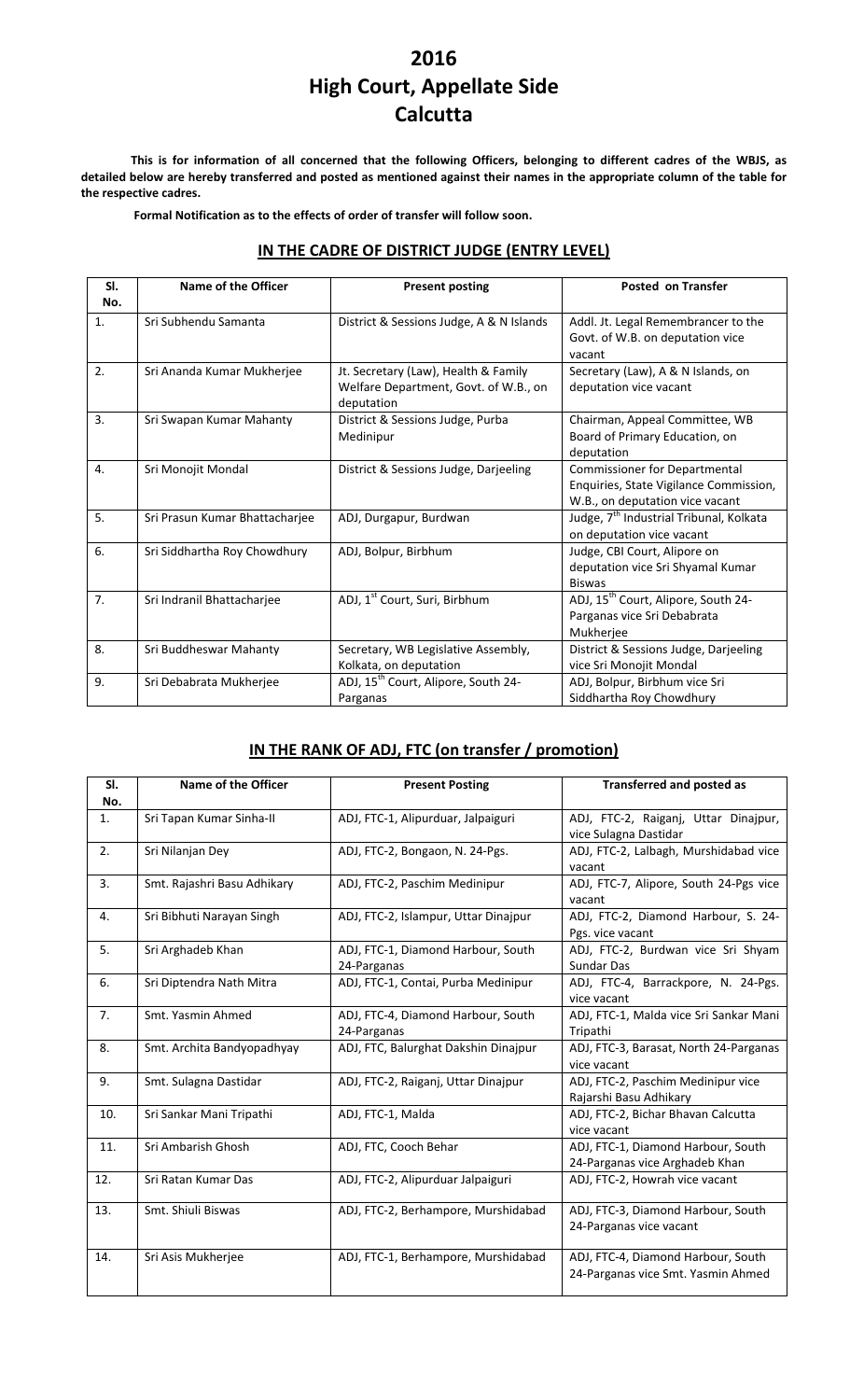# 2016
# High Court, Appellate Side
# Calcutta

**This is for information of all concerned that the following Officers, belonging to different cadres of the WBJS, as detailed below are hereby transferred and posted as mentioned against their names in the appropriate column of the table for the respective cadres.**

**Formal Notification as to the effects of order of transfer will follow soon.**

## IN THE CADRE OF DISTRICT JUDGE (ENTRY LEVEL)

| Sl. No. | Name of the Officer | Present posting | Posted on Transfer |
|---|---|---|---|
| 1. | Sri Subhendu Samanta | District & Sessions Judge, A & N Islands | Addl. Jt. Legal Remembrancer to the Govt. of W.B. on deputation vice vacant |
| 2. | Sri Ananda Kumar Mukherjee | Jt. Secretary (Law), Health & Family Welfare Department, Govt. of W.B., on deputation | Secretary (Law), A & N Islands, on deputation vice vacant |
| 3. | Sri Swapan Kumar Mahanty | District & Sessions Judge, Purba Medinipur | Chairman, Appeal Committee, WB Board of Primary Education, on deputation |
| 4. | Sri Monojit Mondal | District & Sessions Judge, Darjeeling | Commissioner for Departmental Enquiries, State Vigilance Commission, W.B., on deputation vice vacant |
| 5. | Sri Prasun Kumar Bhattacharjee | ADJ, Durgapur, Burdwan | Judge, 7th Industrial Tribunal, Kolkata on deputation vice vacant |
| 6. | Sri Siddhartha Roy Chowdhury | ADJ, Bolpur, Birbhum | Judge, CBI Court, Alipore on deputation vice Sri Shyamal Kumar Biswas |
| 7. | Sri Indranil Bhattacharjee | ADJ, 1st Court, Suri, Birbhum | ADJ, 15th Court, Alipore, South 24-Parganas vice Sri Debabrata Mukherjee |
| 8. | Sri Buddheswar Mahanty | Secretary, WB Legislative Assembly, Kolkata, on deputation | District & Sessions Judge, Darjeeling vice Sri Monojit Mondal |
| 9. | Sri Debabrata Mukherjee | ADJ, 15th Court, Alipore, South 24-Parganas | ADJ, Bolpur, Birbhum vice Sri Siddhartha Roy Chowdhury |

## IN THE RANK OF ADJ, FTC (on transfer / promotion)

| Sl. No. | Name of the Officer | Present Posting | Transferred and posted as |
|---|---|---|---|
| 1. | Sri Tapan Kumar Sinha-II | ADJ, FTC-1, Alipurduar, Jalpaiguri | ADJ, FTC-2, Raiganj, Uttar Dinajpur, vice Sulagna Dastidar |
| 2. | Sri Nilanjan Dey | ADJ, FTC-2, Bongaon, N. 24-Pgs. | ADJ, FTC-2, Lalbagh, Murshidabad vice vacant |
| 3. | Smt. Rajashri Basu Adhikary | ADJ, FTC-2, Paschim Medinipur | ADJ, FTC-7, Alipore, South 24-Pgs vice vacant |
| 4. | Sri Bibhuti Narayan Singh | ADJ, FTC-2, Islampur, Uttar Dinajpur | ADJ, FTC-2, Diamond Harbour, S. 24-Pgs. vice vacant |
| 5. | Sri Arghadeb Khan | ADJ, FTC-1, Diamond Harbour, South 24-Parganas | ADJ, FTC-2, Burdwan vice Sri Shyam Sundar Das |
| 6. | Sri Diptendra Nath Mitra | ADJ, FTC-1, Contai, Purba Medinipur | ADJ, FTC-4, Barrackpore, N. 24-Pgs. vice vacant |
| 7. | Smt. Yasmin Ahmed | ADJ, FTC-4, Diamond Harbour, South 24-Parganas | ADJ, FTC-1, Malda vice Sri Sankar Mani Tripathi |
| 8. | Smt. Archita Bandyopadhyay | ADJ, FTC, Balurghat Dakshin Dinajpur | ADJ, FTC-3, Barasat, North 24-Parganas vice vacant |
| 9. | Smt. Sulagna Dastidar | ADJ, FTC-2, Raiganj, Uttar Dinajpur | ADJ, FTC-2, Paschim Medinipur vice Rajarshi Basu Adhikary |
| 10. | Sri Sankar Mani Tripathi | ADJ, FTC-1, Malda | ADJ, FTC-2, Bichar Bhavan Calcutta vice vacant |
| 11. | Sri Ambarish Ghosh | ADJ, FTC, Cooch Behar | ADJ, FTC-1, Diamond Harbour, South 24-Parganas vice Arghadeb Khan |
| 12. | Sri Ratan Kumar Das | ADJ, FTC-2, Alipurduar Jalpaiguri | ADJ, FTC-2, Howrah vice vacant |
| 13. | Smt. Shiuli Biswas | ADJ, FTC-2, Berhampore, Murshidabad | ADJ, FTC-3, Diamond Harbour, South 24-Parganas vice vacant |
| 14. | Sri Asis Mukherjee | ADJ, FTC-1, Berhampore, Murshidabad | ADJ, FTC-4, Diamond Harbour, South 24-Parganas vice Smt. Yasmin Ahmed |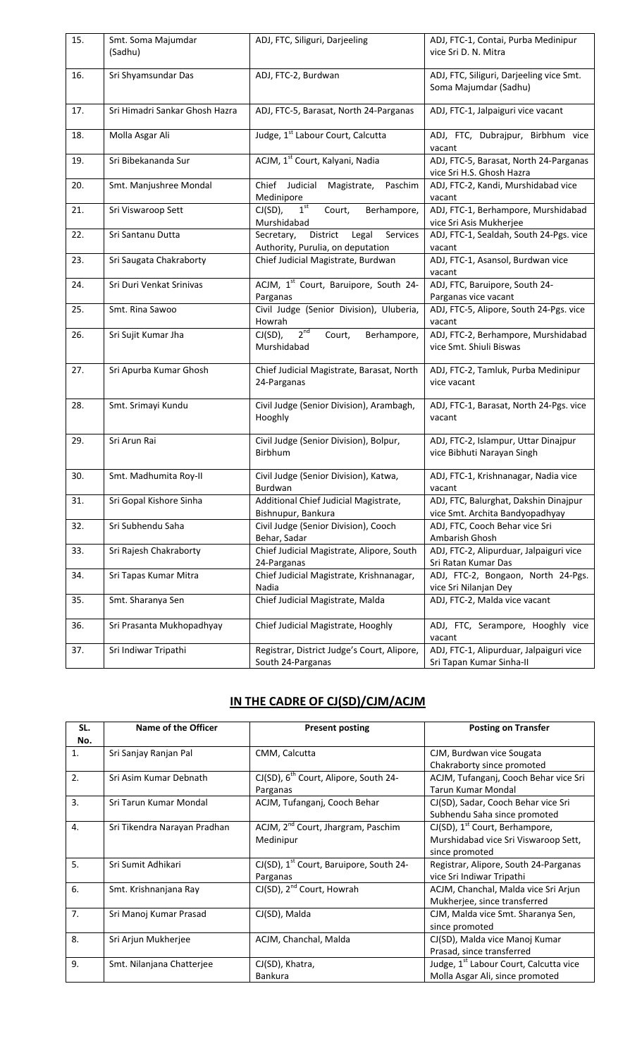| 15. | Smt. Soma Majumdar (Sadhu) | ADJ, FTC, Siliguri, Darjeeling | ADJ, FTC-1, Contai, Purba Medinipur vice Sri D. N. Mitra |
|---|---|---|---|
| 16. | Sri Shyamsundar Das | ADJ, FTC-2, Burdwan | ADJ, FTC, Siliguri, Darjeeling vice Smt. Soma Majumdar (Sadhu) |
| 17. | Sri Himadri Sankar Ghosh Hazra | ADJ, FTC-5, Barasat, North 24-Parganas | ADJ, FTC-1, Jalpaiguri vice vacant |
| 18. | Molla Asgar Ali | Judge, 1st Labour Court, Calcutta | ADJ, FTC, Dubrajpur, Birbhum vice vacant |
| 19. | Sri Bibekananda Sur | ACJM, 1st Court, Kalyani, Nadia | ADJ, FTC-5, Barasat, North 24-Parganas vice Sri H.S. Ghosh Hazra |
| 20. | Smt. Manjushree Mondal | Chief Judicial Magistrate, Paschim Medinipore | ADJ, FTC-2, Kandi, Murshidabad vice vacant |
| 21. | Sri Viswaroop Sett | CJ(SD), 1st Court, Berhampore, Murshidabad | ADJ, FTC-1, Berhampore, Murshidabad vice Sri Asis Mukherjee |
| 22. | Sri Santanu Dutta | Secretary, District Legal Services Authority, Purulia, on deputation | ADJ, FTC-1, Sealdah, South 24-Pgs. vice vacant |
| 23. | Sri Saugata Chakraborty | Chief Judicial Magistrate, Burdwan | ADJ, FTC-1, Asansol, Burdwan vice vacant |
| 24. | Sri Duri Venkat Srinivas | ACJM, 1st Court, Baruipore, South 24-Parganas | ADJ, FTC, Baruipore, South 24-Parganas vice vacant |
| 25. | Smt. Rina Sawoo | Civil Judge (Senior Division), Uluberia, Howrah | ADJ, FTC-5, Alipore, South 24-Pgs. vice vacant |
| 26. | Sri Sujit Kumar Jha | CJ(SD), 2nd Court, Berhampore, Murshidabad | ADJ, FTC-2, Berhampore, Murshidabad vice Smt. Shiuli Biswas |
| 27. | Sri Apurba Kumar Ghosh | Chief Judicial Magistrate, Barasat, North 24-Parganas | ADJ, FTC-2, Tamluk, Purba Medinipur vice vacant |
| 28. | Smt. Srimayi Kundu | Civil Judge (Senior Division), Arambagh, Hooghly | ADJ, FTC-1, Barasat, North 24-Pgs. vice vacant |
| 29. | Sri Arun Rai | Civil Judge (Senior Division), Bolpur, Birbhum | ADJ, FTC-2, Islampur, Uttar Dinajpur vice Bibhuti Narayan Singh |
| 30. | Smt. Madhumita Roy-II | Civil Judge (Senior Division), Katwa, Burdwan | ADJ, FTC-1, Krishnanagar, Nadia vice vacant |
| 31. | Sri Gopal Kishore Sinha | Additional Chief Judicial Magistrate, Bishnupur, Bankura | ADJ, FTC, Balurghat, Dakshin Dinajpur vice Smt. Archita Bandyopadhyay |
| 32. | Sri Subhendu Saha | Civil Judge (Senior Division), Cooch Behar, Sadar | ADJ, FTC, Cooch Behar vice Sri Ambarish Ghosh |
| 33. | Sri Rajesh Chakraborty | Chief Judicial Magistrate, Alipore, South 24-Parganas | ADJ, FTC-2, Alipurduar, Jalpaiguri vice Sri Ratan Kumar Das |
| 34. | Sri Tapas Kumar Mitra | Chief Judicial Magistrate, Krishnanagar, Nadia | ADJ, FTC-2, Bongaon, North 24-Pgs. vice Sri Nilanjan Dey |
| 35. | Smt. Sharanya Sen | Chief Judicial Magistrate, Malda | ADJ, FTC-2, Malda vice vacant |
| 36. | Sri Prasanta Mukhopadhyay | Chief Judicial Magistrate, Hooghly | ADJ, FTC, Serampore, Hooghly vice vacant |
| 37. | Sri Indiwar Tripathi | Registrar, District Judge's Court, Alipore, South 24-Parganas | ADJ, FTC-1, Alipurduar, Jalpaiguri vice Sri Tapan Kumar Sinha-II |

## IN THE CADRE OF CJ(SD)/CJM/ACJM

| SL. No. | Name of the Officer | Present posting | Posting on Transfer |
|---|---|---|---|
| 1. | Sri Sanjay Ranjan Pal | CMM, Calcutta | CJM, Burdwan vice Sougata Chakraborty since promoted |
| 2. | Sri Asim Kumar Debnath | CJ(SD), 6th Court, Alipore, South 24-Parganas | ACJM, Tufanganj, Cooch Behar vice Sri Tarun Kumar Mondal |
| 3. | Sri Tarun Kumar Mondal | ACJM, Tufanganj, Cooch Behar | CJ(SD), Sadar, Cooch Behar vice Sri Subhendu Saha since promoted |
| 4. | Sri Tikendra Narayan Pradhan | ACJM, 2nd Court, Jhargram, Paschim Medinipur | CJ(SD), 1st Court, Berhampore, Murshidabad vice Sri Viswaroop Sett, since promoted |
| 5. | Sri Sumit Adhikari | CJ(SD), 1st Court, Baruipore, South 24-Parganas | Registrar, Alipore, South 24-Parganas vice Sri Indiwar Tripathi |
| 6. | Smt. Krishnanjana Ray | CJ(SD), 2nd Court, Howrah | ACJM, Chanchal, Malda vice Sri Arjun Mukherjee, since transferred |
| 7. | Sri Manoj Kumar Prasad | CJ(SD), Malda | CJM, Malda vice Smt. Sharanya Sen, since promoted |
| 8. | Sri Arjun Mukherjee | ACJM, Chanchal, Malda | CJ(SD), Malda vice Manoj Kumar Prasad, since transferred |
| 9. | Smt. Nilanjana Chatterjee | CJ(SD), Khatra, Bankura | Judge, 1st Labour Court, Calcutta vice Molla Asgar Ali, since promoted |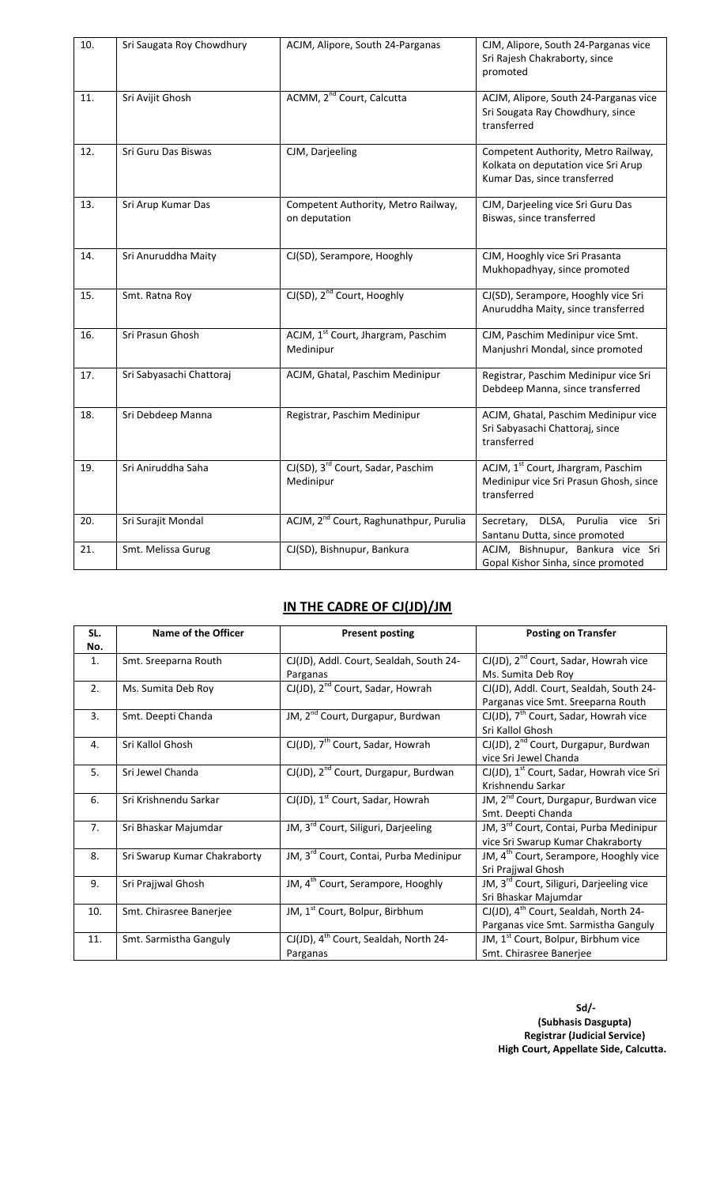| | | | |
|---|---|---|---|
| 10. | Sri Saugata Roy Chowdhury | ACJM, Alipore, South 24-Parganas | CJM, Alipore, South 24-Parganas vice Sri Rajesh Chakraborty, since promoted |
| 11. | Sri Avijit Ghosh | ACMM, 2nd Court, Calcutta | ACJM, Alipore, South 24-Parganas vice Sri Sougata Ray Chowdhury, since transferred |
| 12. | Sri Guru Das Biswas | CJM, Darjeeling | Competent Authority, Metro Railway, Kolkata on deputation vice Sri Arup Kumar Das, since transferred |
| 13. | Sri Arup Kumar Das | Competent Authority, Metro Railway, on deputation | CJM, Darjeeling vice Sri Guru Das Biswas, since transferred |
| 14. | Sri Anuruddha Maity | CJ(SD), Serampore, Hooghly | CJM, Hooghly vice Sri Prasanta Mukhopadhyay, since promoted |
| 15. | Smt. Ratna Roy | CJ(SD), 2nd Court, Hooghly | CJ(SD), Serampore, Hooghly vice Sri Anuruddha Maity, since transferred |
| 16. | Sri Prasun Ghosh | ACJM, 1st Court, Jhargram, Paschim Medinipur | CJM, Paschim Medinipur vice Smt. Manjushri Mondal, since promoted |
| 17. | Sri Sabyasachi Chattoraj | ACJM, Ghatal, Paschim Medinipur | Registrar, Paschim Medinipur vice Sri Debdeep Manna, since transferred |
| 18. | Sri Debdeep Manna | Registrar, Paschim Medinipur | ACJM, Ghatal, Paschim Medinipur vice Sri Sabyasachi Chattoraj, since transferred |
| 19. | Sri Aniruddha Saha | CJ(SD), 3rd Court, Sadar, Paschim Medinipur | ACJM, 1st Court, Jhargram, Paschim Medinipur vice Sri Prasun Ghosh, since transferred |
| 20. | Sri Surajit Mondal | ACJM, 2nd Court, Raghunathpur, Purulia | Secretary, DLSA, Purulia vice Sri Santanu Dutta, since promoted |
| 21. | Smt. Melissa Gurug | CJ(SD), Bishnupur, Bankura | ACJM, Bishnupur, Bankura vice Sri Gopal Kishor Sinha, since promoted |

## **IN THE CADRE OF CJ(JD)/JM**

| SL. No. | Name of the Officer | Present posting | Posting on Transfer |
|---|---|---|---|
| 1. | Smt. Sreeparna Routh | CJ(JD), Addl. Court, Sealdah, South 24-Parganas | CJ(JD), 2nd Court, Sadar, Howrah vice Ms. Sumita Deb Roy |
| 2. | Ms. Sumita Deb Roy | CJ(JD), 2nd Court, Sadar, Howrah | CJ(JD), Addl. Court, Sealdah, South 24-Parganas vice Smt. Sreeparna Routh |
| 3. | Smt. Deepti Chanda | JM, 2nd Court, Durgapur, Burdwan | CJ(JD), 7th Court, Sadar, Howrah vice Sri Kallol Ghosh |
| 4. | Sri Kallol Ghosh | CJ(JD), 7th Court, Sadar, Howrah | CJ(JD), 2nd Court, Durgapur, Burdwan vice Sri Jewel Chanda |
| 5. | Sri Jewel Chanda | CJ(JD), 2nd Court, Durgapur, Burdwan | CJ(JD), 1st Court, Sadar, Howrah vice Sri Krishnendu Sarkar |
| 6. | Sri Krishnendu Sarkar | CJ(JD), 1st Court, Sadar, Howrah | JM, 2nd Court, Durgapur, Burdwan vice Smt. Deepti Chanda |
| 7. | Sri Bhaskar Majumdar | JM, 3rd Court, Siliguri, Darjeeling | JM, 3rd Court, Contai, Purba Medinipur vice Sri Swarup Kumar Chakraborty |
| 8. | Sri Swarup Kumar Chakraborty | JM, 3rd Court, Contai, Purba Medinipur | JM, 4th Court, Serampore, Hooghly vice Sri Prajjwal Ghosh |
| 9. | Sri Prajjwal Ghosh | JM, 4th Court, Serampore, Hooghly | JM, 3rd Court, Siliguri, Darjeeling vice Sri Bhaskar Majumdar |
| 10. | Smt. Chirasree Banerjee | JM, 1st Court, Bolpur, Birbhum | CJ(JD), 4th Court, Sealdah, North 24-Parganas vice Smt. Sarmistha Ganguly |
| 11. | Smt. Sarmistha Ganguly | CJ(JD), 4th Court, Sealdah, North 24-Parganas | JM, 1st Court, Bolpur, Birbhum vice Smt. Chirasree Banerjee |

**Sd/-**
**(Subhasis Dasgupta)**
**Registrar (Judicial Service)**
**High Court, Appellate Side, Calcutta.**